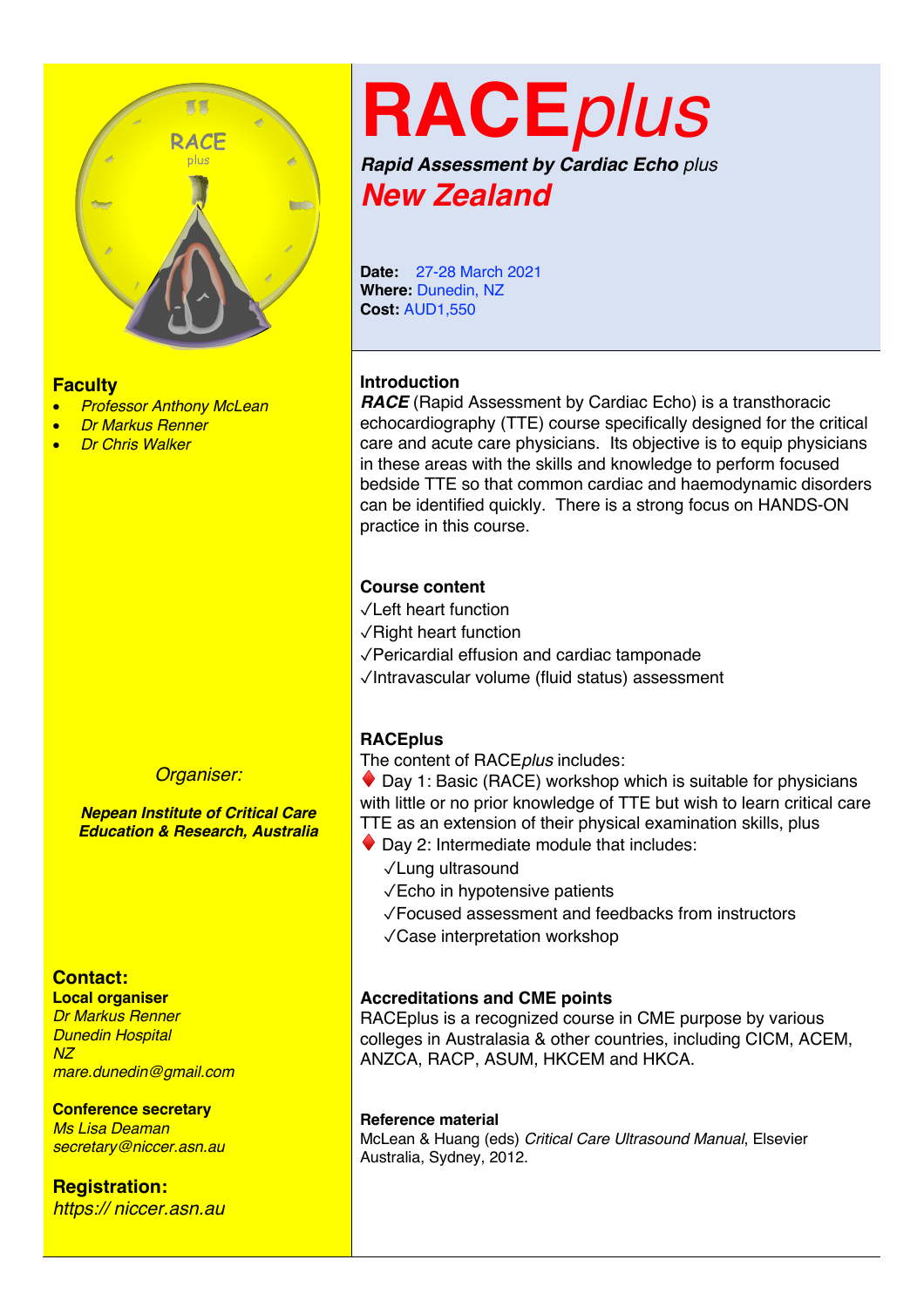# RACE*plus*

***Rapid Assessment by Cardiac Echo** plus*

## *New Zealand*

**Date:** 27-28 March 2021
**Where:** Dunedin, NZ
**Cost:** AUD1,550

### Introduction

***RACE*** (Rapid Assessment by Cardiac Echo) is a transthoracic echocardiography (TTE) course specifically designed for the critical care and acute care physicians. Its objective is to equip physicians in these areas with the skills and knowledge to perform focused bedside TTE so that common cardiac and haemodynamic disorders can be identified quickly. There is a strong focus on HANDS-ON practice in this course.

### Course content

✓Left heart function
✓Right heart function
✓Pericardial effusion and cardiac tamponade
✓Intravascular volume (fluid status) assessment

### RACEplus

The content of RACE*plus* includes:

♦ Day 1: Basic (RACE) workshop which is suitable for physicians with little or no prior knowledge of TTE but wish to learn critical care TTE as an extension of their physical examination skills, plus

♦ Day 2: Intermediate module that includes:
- ✓Lung ultrasound
- ✓Echo in hypotensive patients
- ✓Focused assessment and feedbacks from instructors
- ✓Case interpretation workshop

### Accreditations and CME points

RACEplus is a recognized course in CME purpose by various colleges in Australasia & other countries, including CICM, ACEM, ANZCA, RACP, ASUM, HKCEM and HKCA.

### Reference material

McLean & Huang (eds) *Critical Care Ultrasound Manual*, Elsevier Australia, Sydney, 2012.

### Faculty

- *Professor Anthony McLean*
- *Dr Markus Renner*
- *Dr Chris Walker*

*Organiser:*

***Nepean Institute of Critical Care Education & Research, Australia***

### Contact:

**Local organiser**
*Dr Markus Renner*
*Dunedin Hospital*
*NZ*
*mare.dunedin@gmail.com*

**Conference secretary**
*Ms Lisa Deaman*
*secretary@niccer.asn.au*

### Registration:

*https:// niccer.asn.au*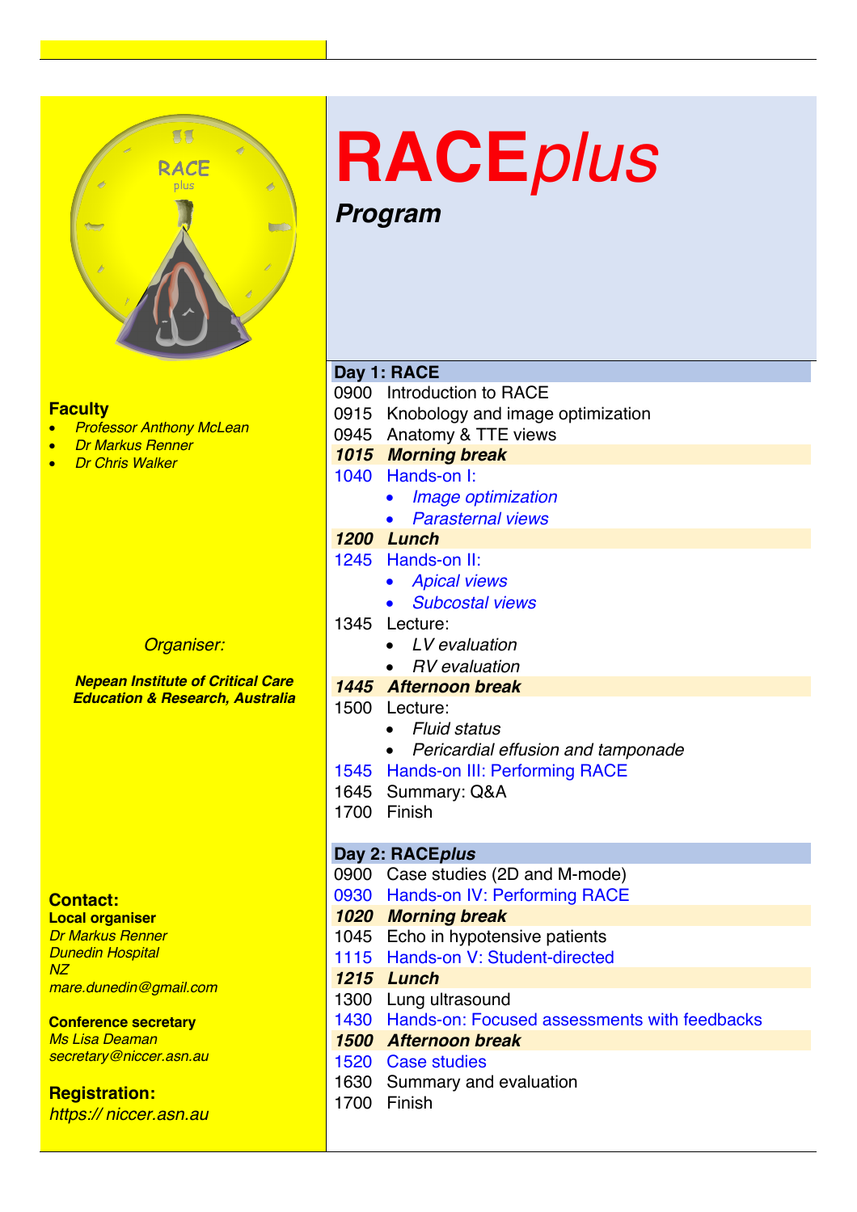# RACE*plus*

## *Program*

### Day 1: RACE

0900 Introduction to RACE
0915 Knobology and image optimization
0945 Anatomy & TTE views
***1015 Morning break***
1040 Hands-on I:

- *Image optimization*
- *Parasternal views*

***1200 Lunch***
1245 Hands-on II:

- *Apical views*
- *Subcostal views*

1345 Lecture:

- *LV evaluation*
- *RV evaluation*

***1445 Afternoon break***
1500 Lecture:

- *Fluid status*
- *Pericardial effusion and tamponade*

1545 Hands-on III: Performing RACE
1645 Summary: Q&A
1700 Finish

### Day 2: RACE*plus*

0900 Case studies (2D and M-mode)
0930 Hands-on IV: Performing RACE
***1020 Morning break***
1045 Echo in hypotensive patients
1115 Hands-on V: Student-directed
***1215 Lunch***
1300 Lung ultrasound
1430 Hands-on: Focused assessments with feedbacks
***1500 Afternoon break***
1520 Case studies
1630 Summary and evaluation
1700 Finish

**Faculty**

- *Professor Anthony McLean*
- *Dr Markus Renner*
- *Dr Chris Walker*

*Organiser:*

***Nepean Institute of Critical Care Education & Research, Australia***

**Contact:**

**Local organiser**
*Dr Markus Renner*
*Dunedin Hospital*
*NZ*
*mare.dunedin@gmail.com*

**Conference secretary**
*Ms Lisa Deaman*
*secretary@niccer.asn.au*

**Registration:**
*https:// niccer.asn.au*